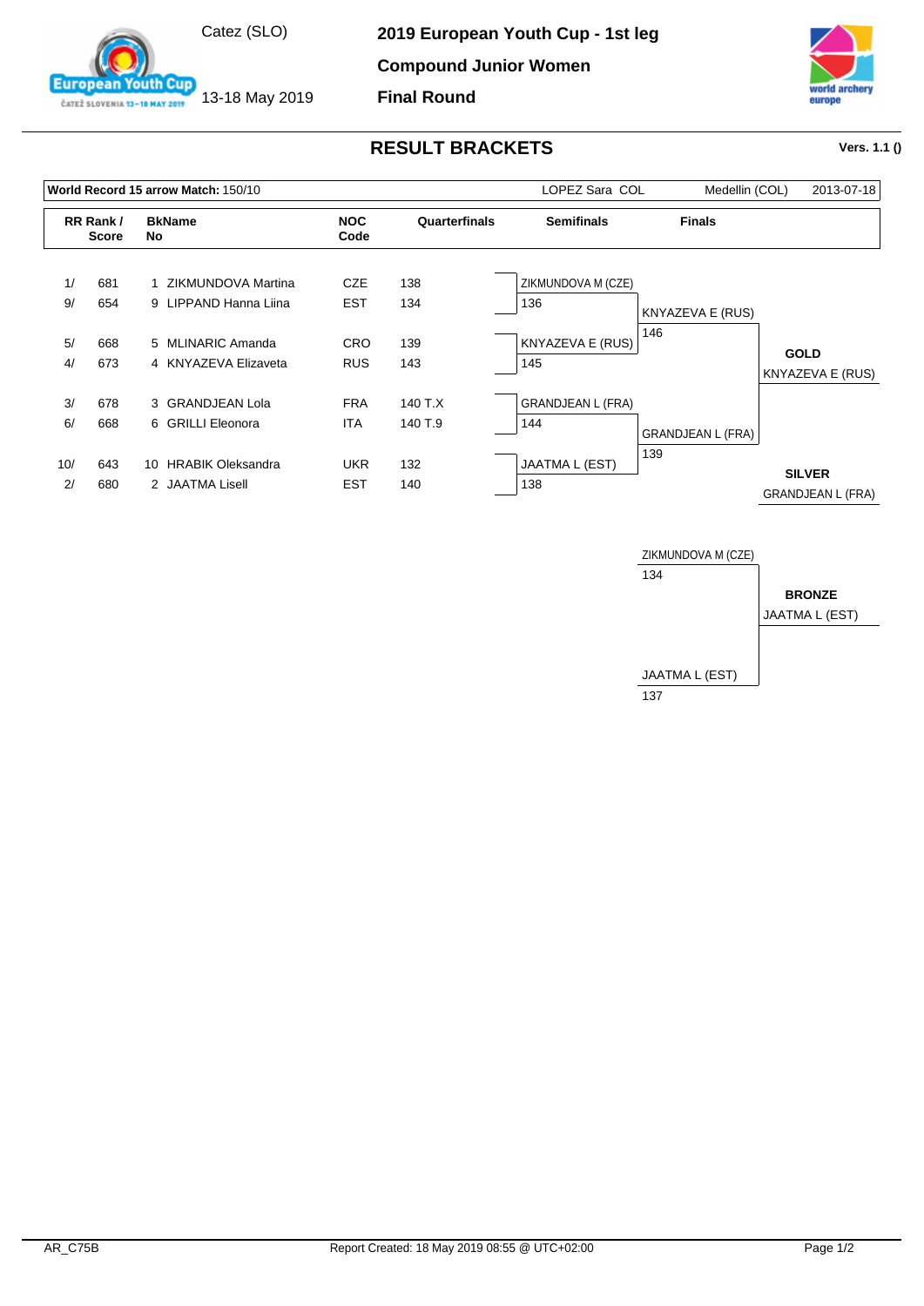Catez (SLO)

13-18 May 2019

# 2019 European Youth Cup - 1st leg

## Compound Junior Women

## Final Round

## RESULT BRACKETS

Vers. 1.1 ()

**World Record 15 arrow Match:** 150/10 — LOPEZ Sara COL — Medellin (COL) — 2013-07-18

| RR Rank / Score | | BkName No | NOC Code | Quarterfinals |
|---|---|---|---|---|
| 1/ | 681 | 1 ZIKMUNDOVA Martina | CZE | 138 |
| 9/ | 654 | 9 LIPPAND Hanna Liina | EST | 134 |
| 5/ | 668 | 5 MLINARIC Amanda | CRO | 139 |
| 4/ | 673 | 4 KNYAZEVA Elizaveta | RUS | 143 |
| 3/ | 678 | 3 GRANDJEAN Lola | FRA | 140 T.X |
| 6/ | 668 | 6 GRILLI Eleonora | ITA | 140 T.9 |
| 10/ | 643 | 10 HRABIK Oleksandra | UKR | 132 |
| 2/ | 680 | 2 JAATMA Lisell | EST | 140 |

### Semifinals

| Athlete | Score |
|---|---|
| ZIKMUNDOVA M (CZE) | 136 |
| KNYAZEVA E (RUS) | 145 |
| GRANDJEAN L (FRA) | 144 |
| JAATMA L (EST) | 138 |

### Finals

| Athlete | Score |
|---|---|
| KNYAZEVA E (RUS) | 146 |
| GRANDJEAN L (FRA) | 139 |

**GOLD**: KNYAZEVA E (RUS)

**SILVER**: GRANDJEAN L (FRA)

### Bronze Match

| Athlete | Score |
|---|---|
| ZIKMUNDOVA M (CZE) | 134 |
| JAATMA L (EST) | 137 |

**BRONZE**: JAATMA L (EST)

AR_C75B — Report Created: 18 May 2019 08:55 @ UTC+02:00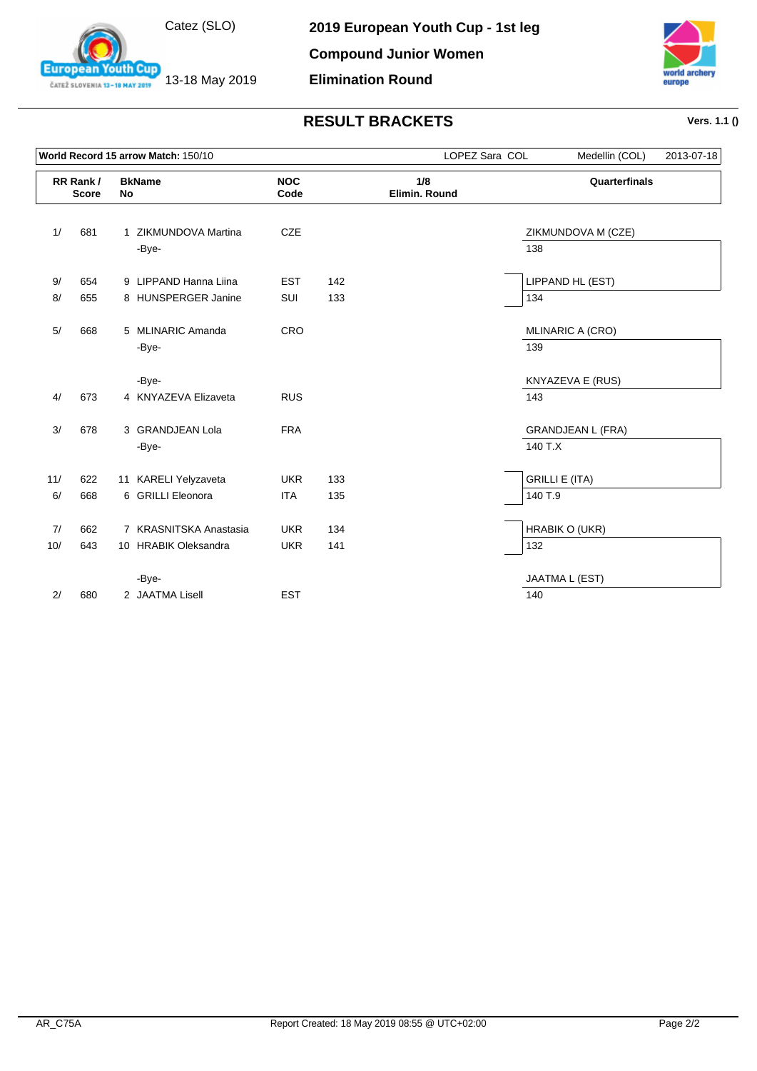Catez (SLO)

13-18 May 2019

**2019 European Youth Cup - 1st leg**

**Compound Junior Women**

**Elimination Round**

## RESULT BRACKETS

**Vers. 1.1 ()**

**World Record 15 arrow Match:** 150/10 — LOPEZ Sara COL — Medellin (COL) — 2013-07-18

| RR Rank / | Score | BkNo | Name | NOC Code | 1/8 Elimin. Round | Quarterfinals |
|---|---|---|---|---|---|---|
| 1/ | 681 | 1 | ZIKMUNDOVA Martina | CZE | | ZIKMUNDOVA M (CZE) |
| | | | -Bye- | | | 138 |
| 9/ | 654 | 9 | LIPPAND Hanna Liina | EST | 142 | LIPPAND HL (EST) |
| 8/ | 655 | 8 | HUNSPERGER Janine | SUI | 133 | 134 |
| 5/ | 668 | 5 | MLINARIC Amanda | CRO | | MLINARIC A (CRO) |
| | | | -Bye- | | | 139 |
| | | | -Bye- | | | KNYAZEVA E (RUS) |
| 4/ | 673 | 4 | KNYAZEVA Elizaveta | RUS | | 143 |
| 3/ | 678 | 3 | GRANDJEAN Lola | FRA | | GRANDJEAN L (FRA) |
| | | | -Bye- | | | 140 T.X |
| 11/ | 622 | 11 | KARELI Yelyzaveta | UKR | 133 | GRILLI E (ITA) |
| 6/ | 668 | 6 | GRILLI Eleonora | ITA | 135 | 140 T.9 |
| 7/ | 662 | 7 | KRASNITSKA Anastasia | UKR | 134 | HRABIK O (UKR) |
| 10/ | 643 | 10 | HRABIK Oleksandra | UKR | 141 | 132 |
| | | | -Bye- | | | JAATMA L (EST) |
| 2/ | 680 | 2 | JAATMA Lisell | EST | | 140 |

AR_C75A — Report Created: 18 May 2019 08:55 @ UTC+02:00